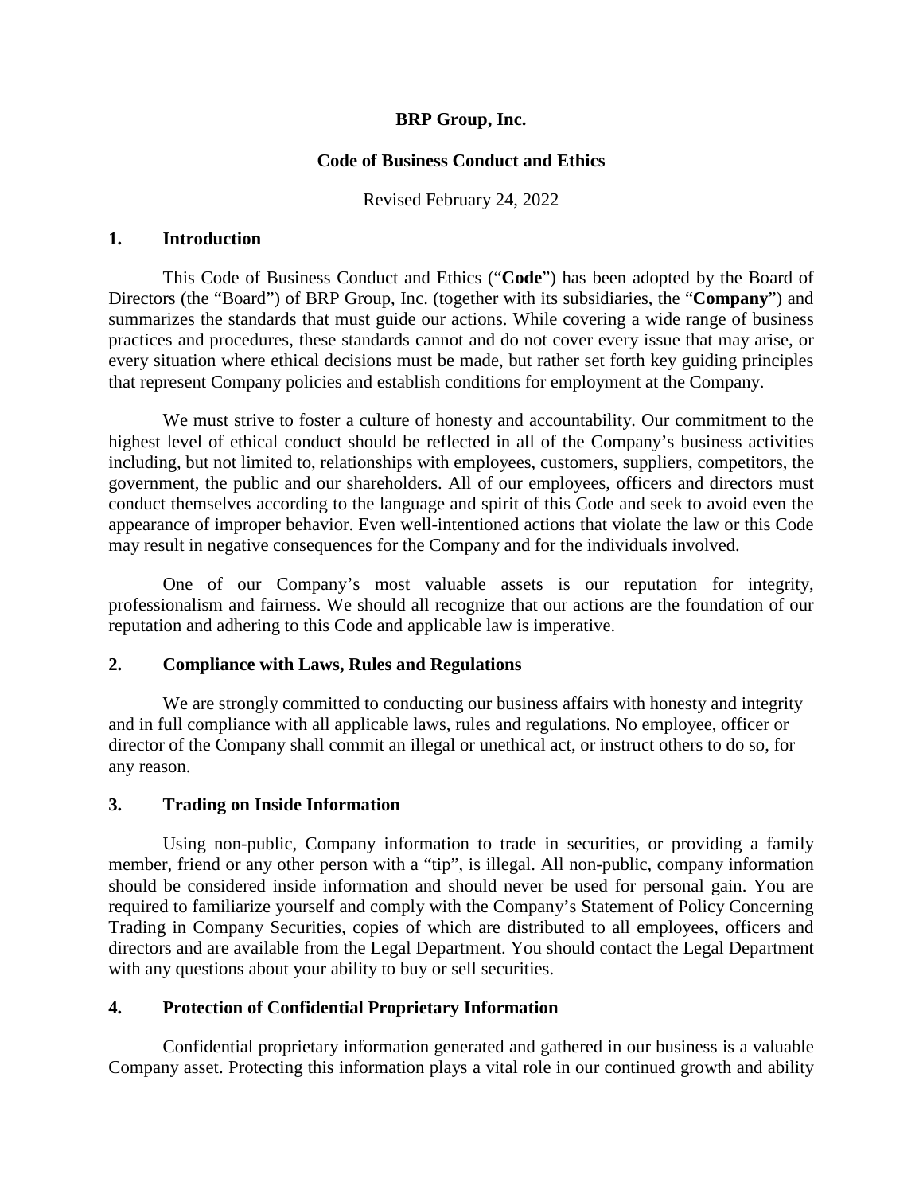**BRP Group, Inc.**

**Code of Business Conduct and Ethics**

Revised February 24, 2022

## 1. Introduction

This Code of Business Conduct and Ethics ("**Code**") has been adopted by the Board of Directors (the "Board") of BRP Group, Inc. (together with its subsidiaries, the "**Company**") and summarizes the standards that must guide our actions. While covering a wide range of business practices and procedures, these standards cannot and do not cover every issue that may arise, or every situation where ethical decisions must be made, but rather set forth key guiding principles that represent Company policies and establish conditions for employment at the Company.

We must strive to foster a culture of honesty and accountability. Our commitment to the highest level of ethical conduct should be reflected in all of the Company's business activities including, but not limited to, relationships with employees, customers, suppliers, competitors, the government, the public and our shareholders. All of our employees, officers and directors must conduct themselves according to the language and spirit of this Code and seek to avoid even the appearance of improper behavior. Even well-intentioned actions that violate the law or this Code may result in negative consequences for the Company and for the individuals involved.

One of our Company's most valuable assets is our reputation for integrity, professionalism and fairness. We should all recognize that our actions are the foundation of our reputation and adhering to this Code and applicable law is imperative.

## 2. Compliance with Laws, Rules and Regulations

We are strongly committed to conducting our business affairs with honesty and integrity and in full compliance with all applicable laws, rules and regulations. No employee, officer or director of the Company shall commit an illegal or unethical act, or instruct others to do so, for any reason.

## 3. Trading on Inside Information

Using non-public, Company information to trade in securities, or providing a family member, friend or any other person with a "tip", is illegal. All non-public, company information should be considered inside information and should never be used for personal gain. You are required to familiarize yourself and comply with the Company's Statement of Policy Concerning Trading in Company Securities, copies of which are distributed to all employees, officers and directors and are available from the Legal Department. You should contact the Legal Department with any questions about your ability to buy or sell securities.

## 4. Protection of Confidential Proprietary Information

Confidential proprietary information generated and gathered in our business is a valuable Company asset. Protecting this information plays a vital role in our continued growth and ability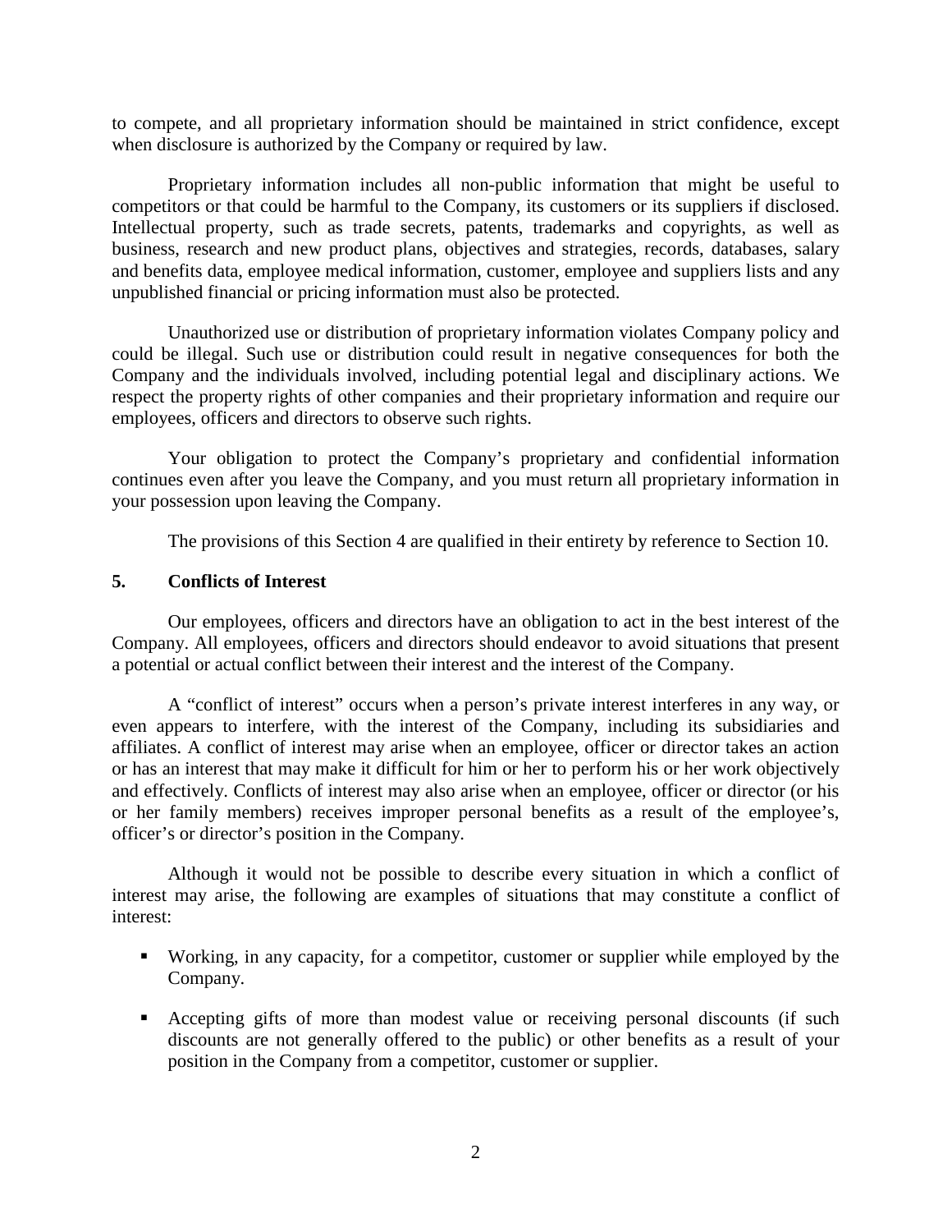to compete, and all proprietary information should be maintained in strict confidence, except when disclosure is authorized by the Company or required by law.

Proprietary information includes all non-public information that might be useful to competitors or that could be harmful to the Company, its customers or its suppliers if disclosed. Intellectual property, such as trade secrets, patents, trademarks and copyrights, as well as business, research and new product plans, objectives and strategies, records, databases, salary and benefits data, employee medical information, customer, employee and suppliers lists and any unpublished financial or pricing information must also be protected.

Unauthorized use or distribution of proprietary information violates Company policy and could be illegal. Such use or distribution could result in negative consequences for both the Company and the individuals involved, including potential legal and disciplinary actions. We respect the property rights of other companies and their proprietary information and require our employees, officers and directors to observe such rights.

Your obligation to protect the Company's proprietary and confidential information continues even after you leave the Company, and you must return all proprietary information in your possession upon leaving the Company.

The provisions of this Section 4 are qualified in their entirety by reference to Section 10.

## 5. Conflicts of Interest

Our employees, officers and directors have an obligation to act in the best interest of the Company. All employees, officers and directors should endeavor to avoid situations that present a potential or actual conflict between their interest and the interest of the Company.

A "conflict of interest" occurs when a person's private interest interferes in any way, or even appears to interfere, with the interest of the Company, including its subsidiaries and affiliates. A conflict of interest may arise when an employee, officer or director takes an action or has an interest that may make it difficult for him or her to perform his or her work objectively and effectively. Conflicts of interest may also arise when an employee, officer or director (or his or her family members) receives improper personal benefits as a result of the employee's, officer's or director's position in the Company.

Although it would not be possible to describe every situation in which a conflict of interest may arise, the following are examples of situations that may constitute a conflict of interest:

- Working, in any capacity, for a competitor, customer or supplier while employed by the Company.
- Accepting gifts of more than modest value or receiving personal discounts (if such discounts are not generally offered to the public) or other benefits as a result of your position in the Company from a competitor, customer or supplier.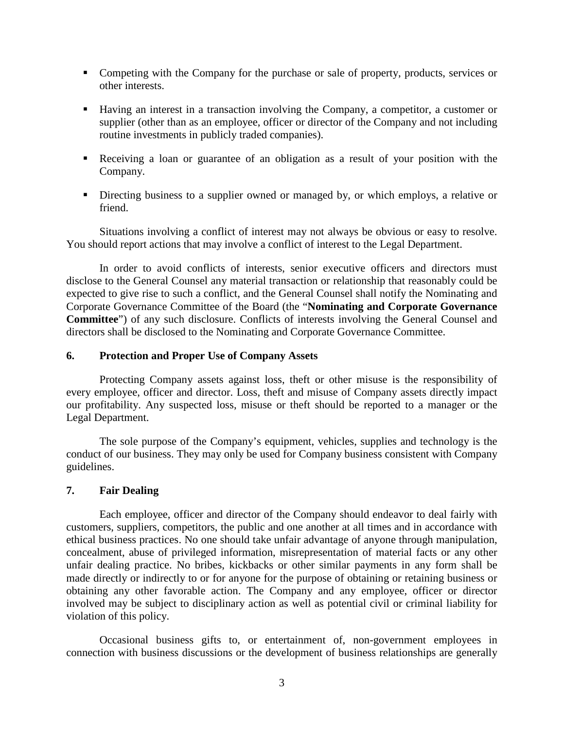- Competing with the Company for the purchase or sale of property, products, services or other interests.
- Having an interest in a transaction involving the Company, a competitor, a customer or supplier (other than as an employee, officer or director of the Company and not including routine investments in publicly traded companies).
- Receiving a loan or guarantee of an obligation as a result of your position with the Company.
- Directing business to a supplier owned or managed by, or which employs, a relative or friend.

Situations involving a conflict of interest may not always be obvious or easy to resolve. You should report actions that may involve a conflict of interest to the Legal Department.

In order to avoid conflicts of interests, senior executive officers and directors must disclose to the General Counsel any material transaction or relationship that reasonably could be expected to give rise to such a conflict, and the General Counsel shall notify the Nominating and Corporate Governance Committee of the Board (the "**Nominating and Corporate Governance Committee**") of any such disclosure. Conflicts of interests involving the General Counsel and directors shall be disclosed to the Nominating and Corporate Governance Committee.

## 6. Protection and Proper Use of Company Assets

Protecting Company assets against loss, theft or other misuse is the responsibility of every employee, officer and director. Loss, theft and misuse of Company assets directly impact our profitability. Any suspected loss, misuse or theft should be reported to a manager or the Legal Department.

The sole purpose of the Company's equipment, vehicles, supplies and technology is the conduct of our business. They may only be used for Company business consistent with Company guidelines.

## 7. Fair Dealing

Each employee, officer and director of the Company should endeavor to deal fairly with customers, suppliers, competitors, the public and one another at all times and in accordance with ethical business practices. No one should take unfair advantage of anyone through manipulation, concealment, abuse of privileged information, misrepresentation of material facts or any other unfair dealing practice. No bribes, kickbacks or other similar payments in any form shall be made directly or indirectly to or for anyone for the purpose of obtaining or retaining business or obtaining any other favorable action. The Company and any employee, officer or director involved may be subject to disciplinary action as well as potential civil or criminal liability for violation of this policy.

Occasional business gifts to, or entertainment of, non-government employees in connection with business discussions or the development of business relationships are generally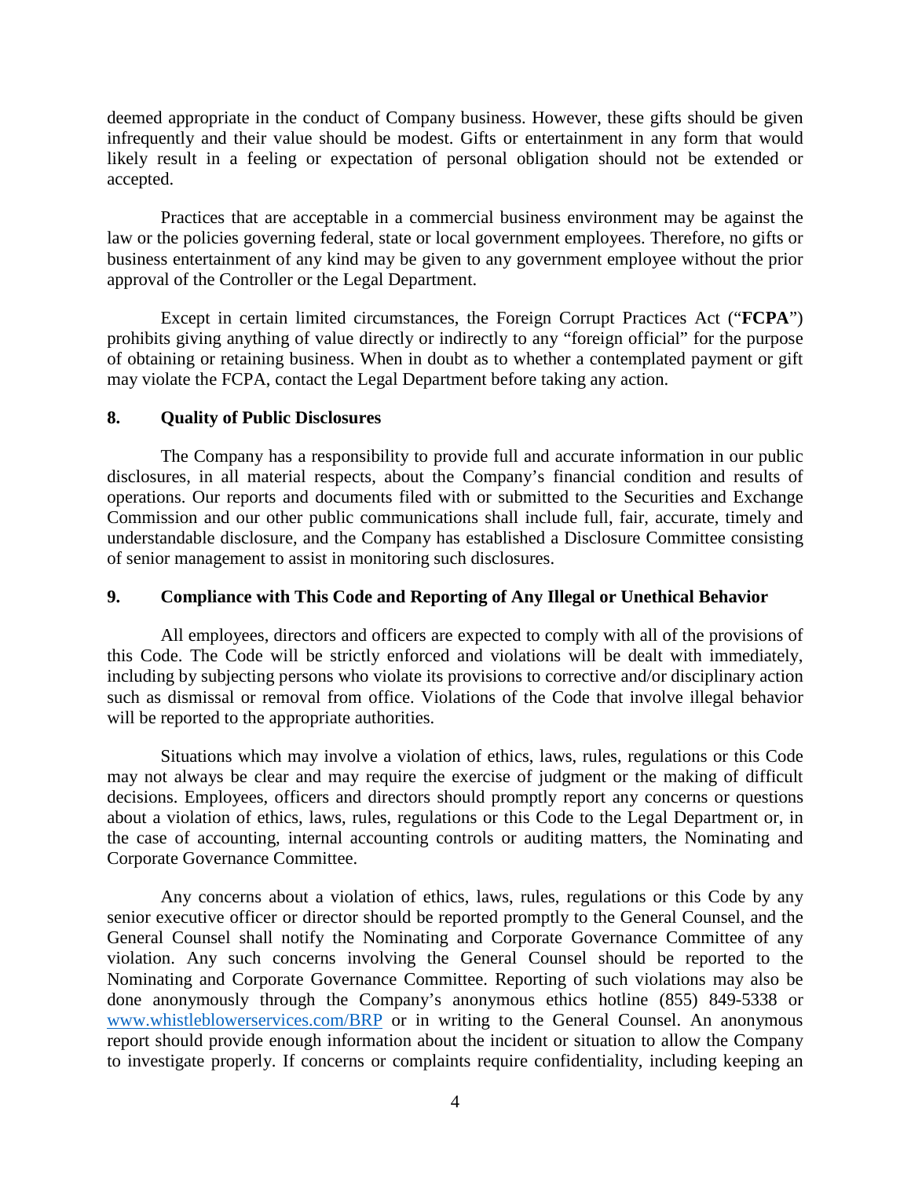deemed appropriate in the conduct of Company business. However, these gifts should be given infrequently and their value should be modest. Gifts or entertainment in any form that would likely result in a feeling or expectation of personal obligation should not be extended or accepted.

Practices that are acceptable in a commercial business environment may be against the law or the policies governing federal, state or local government employees. Therefore, no gifts or business entertainment of any kind may be given to any government employee without the prior approval of the Controller or the Legal Department.

Except in certain limited circumstances, the Foreign Corrupt Practices Act ("**FCPA**") prohibits giving anything of value directly or indirectly to any "foreign official" for the purpose of obtaining or retaining business. When in doubt as to whether a contemplated payment or gift may violate the FCPA, contact the Legal Department before taking any action.

## 8. Quality of Public Disclosures

The Company has a responsibility to provide full and accurate information in our public disclosures, in all material respects, about the Company's financial condition and results of operations. Our reports and documents filed with or submitted to the Securities and Exchange Commission and our other public communications shall include full, fair, accurate, timely and understandable disclosure, and the Company has established a Disclosure Committee consisting of senior management to assist in monitoring such disclosures.

## 9. Compliance with This Code and Reporting of Any Illegal or Unethical Behavior

All employees, directors and officers are expected to comply with all of the provisions of this Code. The Code will be strictly enforced and violations will be dealt with immediately, including by subjecting persons who violate its provisions to corrective and/or disciplinary action such as dismissal or removal from office. Violations of the Code that involve illegal behavior will be reported to the appropriate authorities.

Situations which may involve a violation of ethics, laws, rules, regulations or this Code may not always be clear and may require the exercise of judgment or the making of difficult decisions. Employees, officers and directors should promptly report any concerns or questions about a violation of ethics, laws, rules, regulations or this Code to the Legal Department or, in the case of accounting, internal accounting controls or auditing matters, the Nominating and Corporate Governance Committee.

Any concerns about a violation of ethics, laws, rules, regulations or this Code by any senior executive officer or director should be reported promptly to the General Counsel, and the General Counsel shall notify the Nominating and Corporate Governance Committee of any violation. Any such concerns involving the General Counsel should be reported to the Nominating and Corporate Governance Committee. Reporting of such violations may also be done anonymously through the Company's anonymous ethics hotline (855) 849-5338 or www.whistleblowerservices.com/BRP or in writing to the General Counsel. An anonymous report should provide enough information about the incident or situation to allow the Company to investigate properly. If concerns or complaints require confidentiality, including keeping an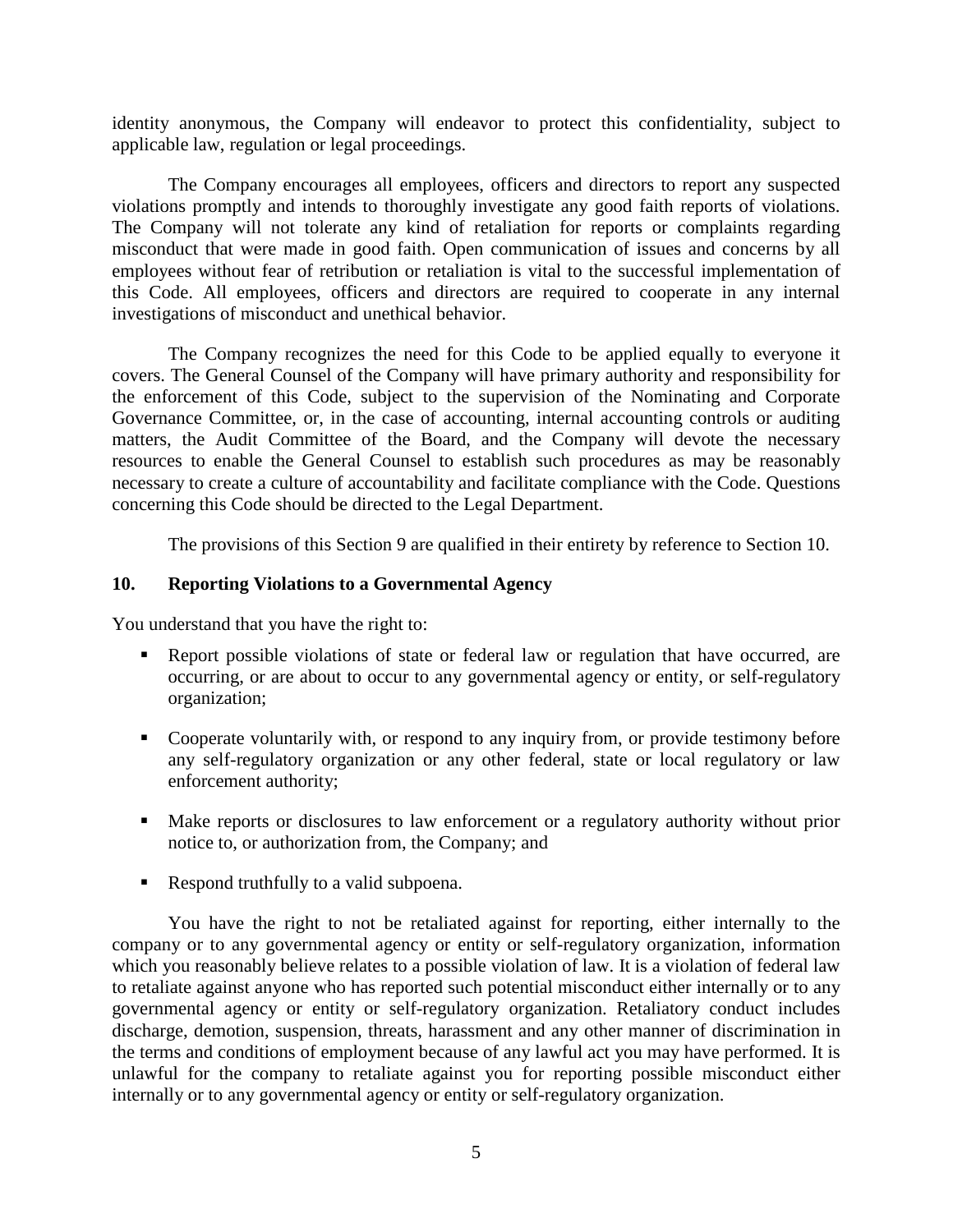identity anonymous, the Company will endeavor to protect this confidentiality, subject to applicable law, regulation or legal proceedings.

The Company encourages all employees, officers and directors to report any suspected violations promptly and intends to thoroughly investigate any good faith reports of violations. The Company will not tolerate any kind of retaliation for reports or complaints regarding misconduct that were made in good faith. Open communication of issues and concerns by all employees without fear of retribution or retaliation is vital to the successful implementation of this Code. All employees, officers and directors are required to cooperate in any internal investigations of misconduct and unethical behavior.

The Company recognizes the need for this Code to be applied equally to everyone it covers. The General Counsel of the Company will have primary authority and responsibility for the enforcement of this Code, subject to the supervision of the Nominating and Corporate Governance Committee, or, in the case of accounting, internal accounting controls or auditing matters, the Audit Committee of the Board, and the Company will devote the necessary resources to enable the General Counsel to establish such procedures as may be reasonably necessary to create a culture of accountability and facilitate compliance with the Code. Questions concerning this Code should be directed to the Legal Department.

The provisions of this Section 9 are qualified in their entirety by reference to Section 10.

## 10. Reporting Violations to a Governmental Agency

You understand that you have the right to:

- Report possible violations of state or federal law or regulation that have occurred, are occurring, or are about to occur to any governmental agency or entity, or self-regulatory organization;
- Cooperate voluntarily with, or respond to any inquiry from, or provide testimony before any self-regulatory organization or any other federal, state or local regulatory or law enforcement authority;
- Make reports or disclosures to law enforcement or a regulatory authority without prior notice to, or authorization from, the Company; and
- Respond truthfully to a valid subpoena.

You have the right to not be retaliated against for reporting, either internally to the company or to any governmental agency or entity or self-regulatory organization, information which you reasonably believe relates to a possible violation of law. It is a violation of federal law to retaliate against anyone who has reported such potential misconduct either internally or to any governmental agency or entity or self-regulatory organization. Retaliatory conduct includes discharge, demotion, suspension, threats, harassment and any other manner of discrimination in the terms and conditions of employment because of any lawful act you may have performed. It is unlawful for the company to retaliate against you for reporting possible misconduct either internally or to any governmental agency or entity or self-regulatory organization.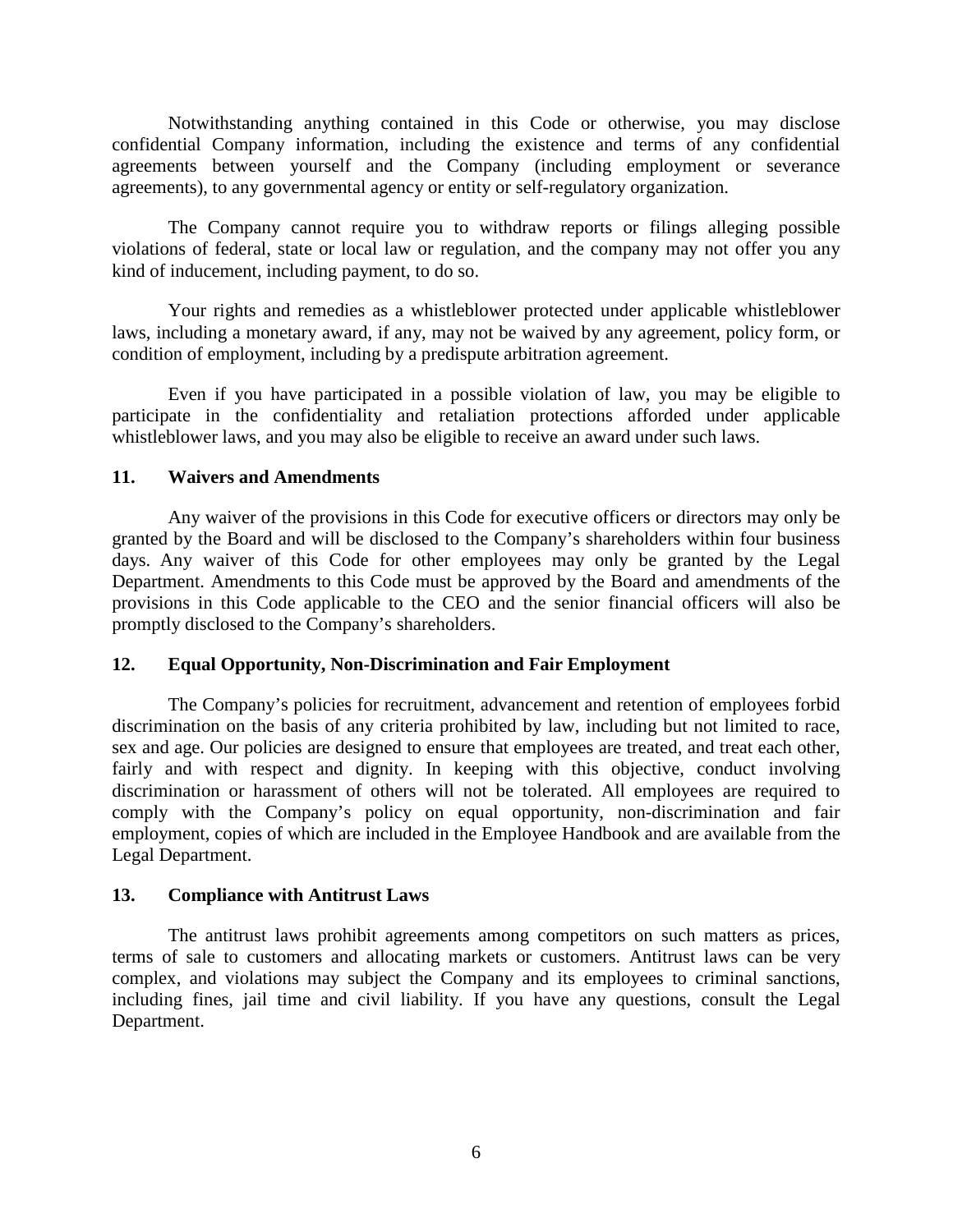Notwithstanding anything contained in this Code or otherwise, you may disclose confidential Company information, including the existence and terms of any confidential agreements between yourself and the Company (including employment or severance agreements), to any governmental agency or entity or self-regulatory organization.

The Company cannot require you to withdraw reports or filings alleging possible violations of federal, state or local law or regulation, and the company may not offer you any kind of inducement, including payment, to do so.

Your rights and remedies as a whistleblower protected under applicable whistleblower laws, including a monetary award, if any, may not be waived by any agreement, policy form, or condition of employment, including by a predispute arbitration agreement.

Even if you have participated in a possible violation of law, you may be eligible to participate in the confidentiality and retaliation protections afforded under applicable whistleblower laws, and you may also be eligible to receive an award under such laws.

## 11. Waivers and Amendments

Any waiver of the provisions in this Code for executive officers or directors may only be granted by the Board and will be disclosed to the Company's shareholders within four business days. Any waiver of this Code for other employees may only be granted by the Legal Department. Amendments to this Code must be approved by the Board and amendments of the provisions in this Code applicable to the CEO and the senior financial officers will also be promptly disclosed to the Company's shareholders.

## 12. Equal Opportunity, Non-Discrimination and Fair Employment

The Company's policies for recruitment, advancement and retention of employees forbid discrimination on the basis of any criteria prohibited by law, including but not limited to race, sex and age. Our policies are designed to ensure that employees are treated, and treat each other, fairly and with respect and dignity. In keeping with this objective, conduct involving discrimination or harassment of others will not be tolerated. All employees are required to comply with the Company's policy on equal opportunity, non-discrimination and fair employment, copies of which are included in the Employee Handbook and are available from the Legal Department.

## 13. Compliance with Antitrust Laws

The antitrust laws prohibit agreements among competitors on such matters as prices, terms of sale to customers and allocating markets or customers. Antitrust laws can be very complex, and violations may subject the Company and its employees to criminal sanctions, including fines, jail time and civil liability. If you have any questions, consult the Legal Department.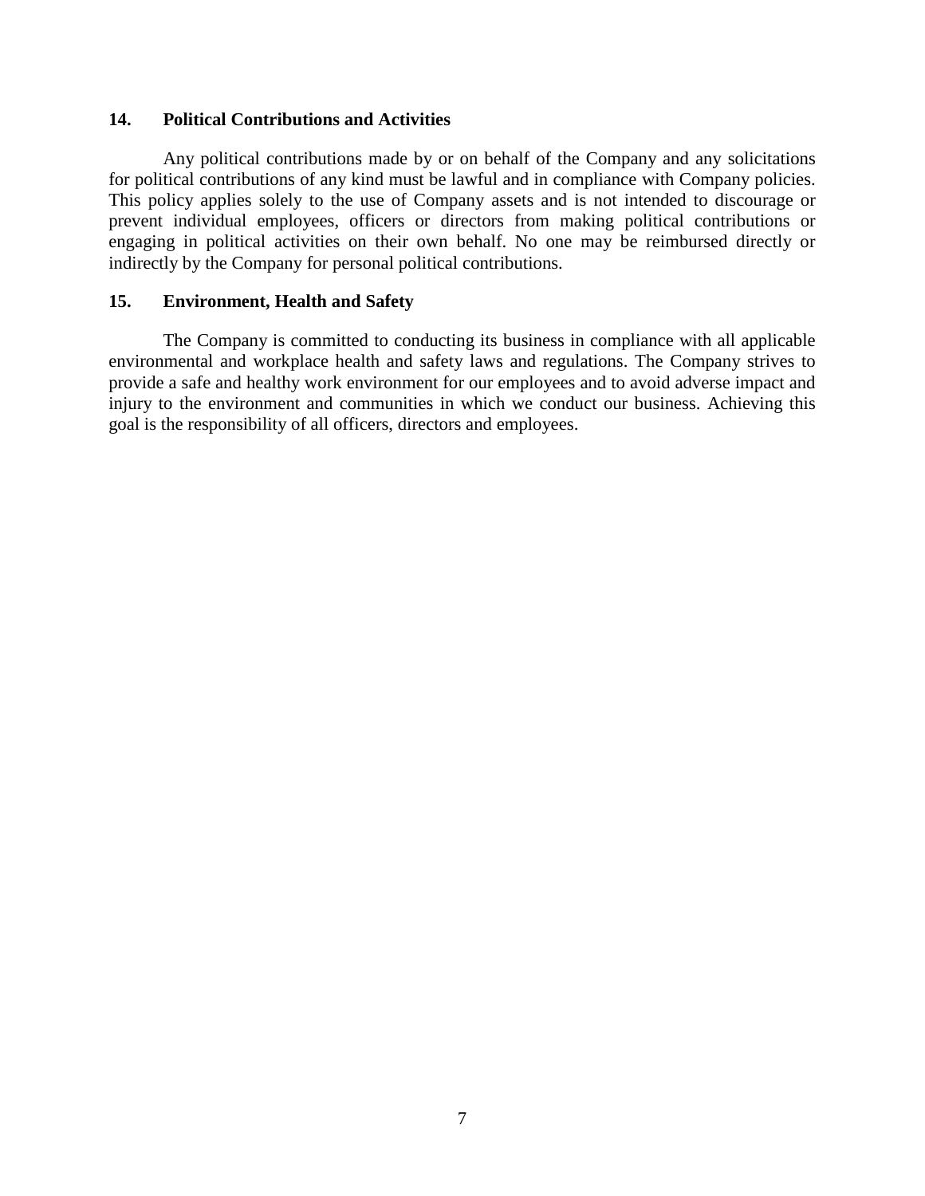## 14. Political Contributions and Activities

Any political contributions made by or on behalf of the Company and any solicitations for political contributions of any kind must be lawful and in compliance with Company policies. This policy applies solely to the use of Company assets and is not intended to discourage or prevent individual employees, officers or directors from making political contributions or engaging in political activities on their own behalf. No one may be reimbursed directly or indirectly by the Company for personal political contributions.

## 15. Environment, Health and Safety

The Company is committed to conducting its business in compliance with all applicable environmental and workplace health and safety laws and regulations. The Company strives to provide a safe and healthy work environment for our employees and to avoid adverse impact and injury to the environment and communities in which we conduct our business. Achieving this goal is the responsibility of all officers, directors and employees.